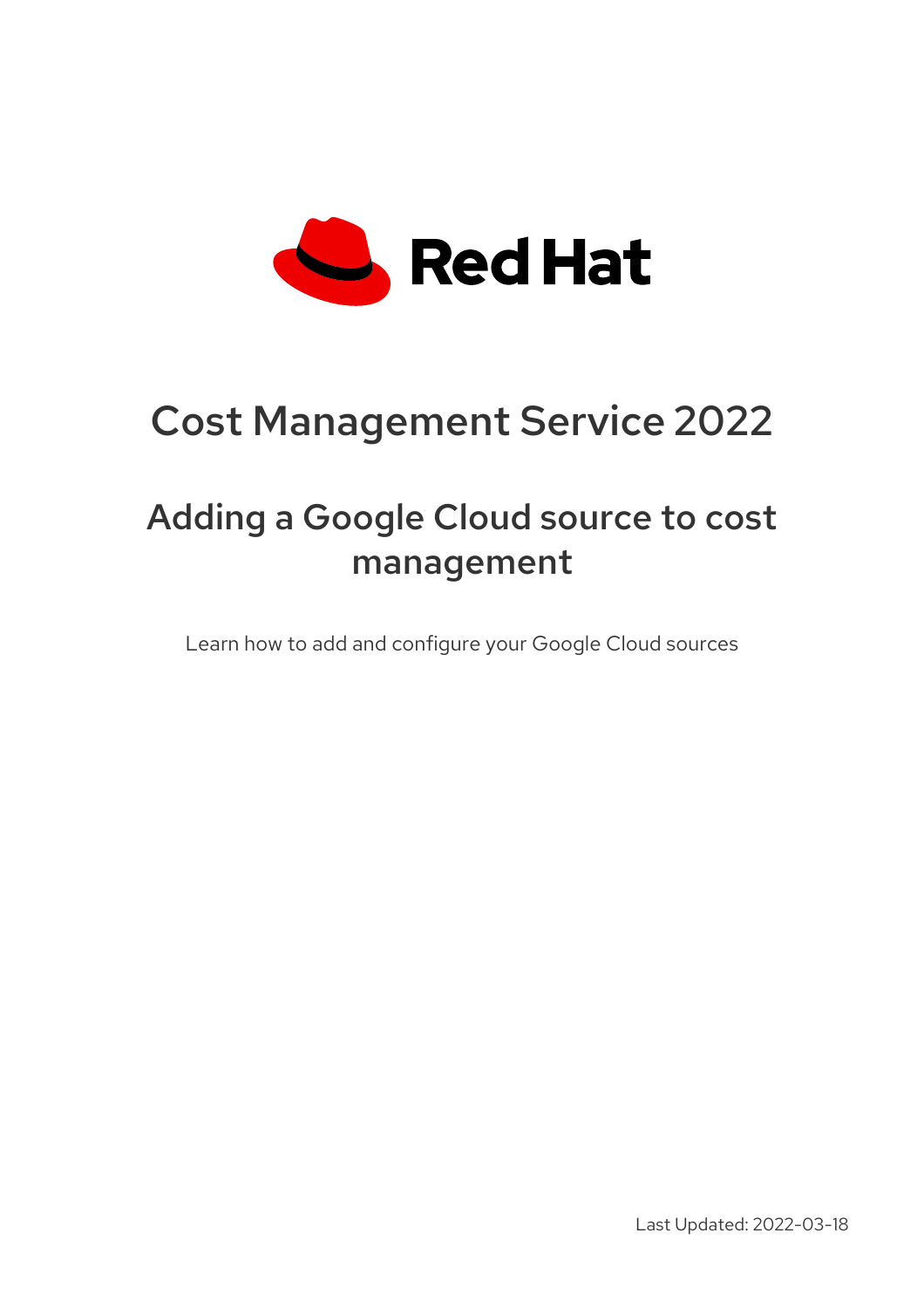Red Hat

# Cost Management Service 2022

## Adding a Google Cloud source to cost management

Learn how to add and configure your Google Cloud sources

Last Updated: 2022-03-18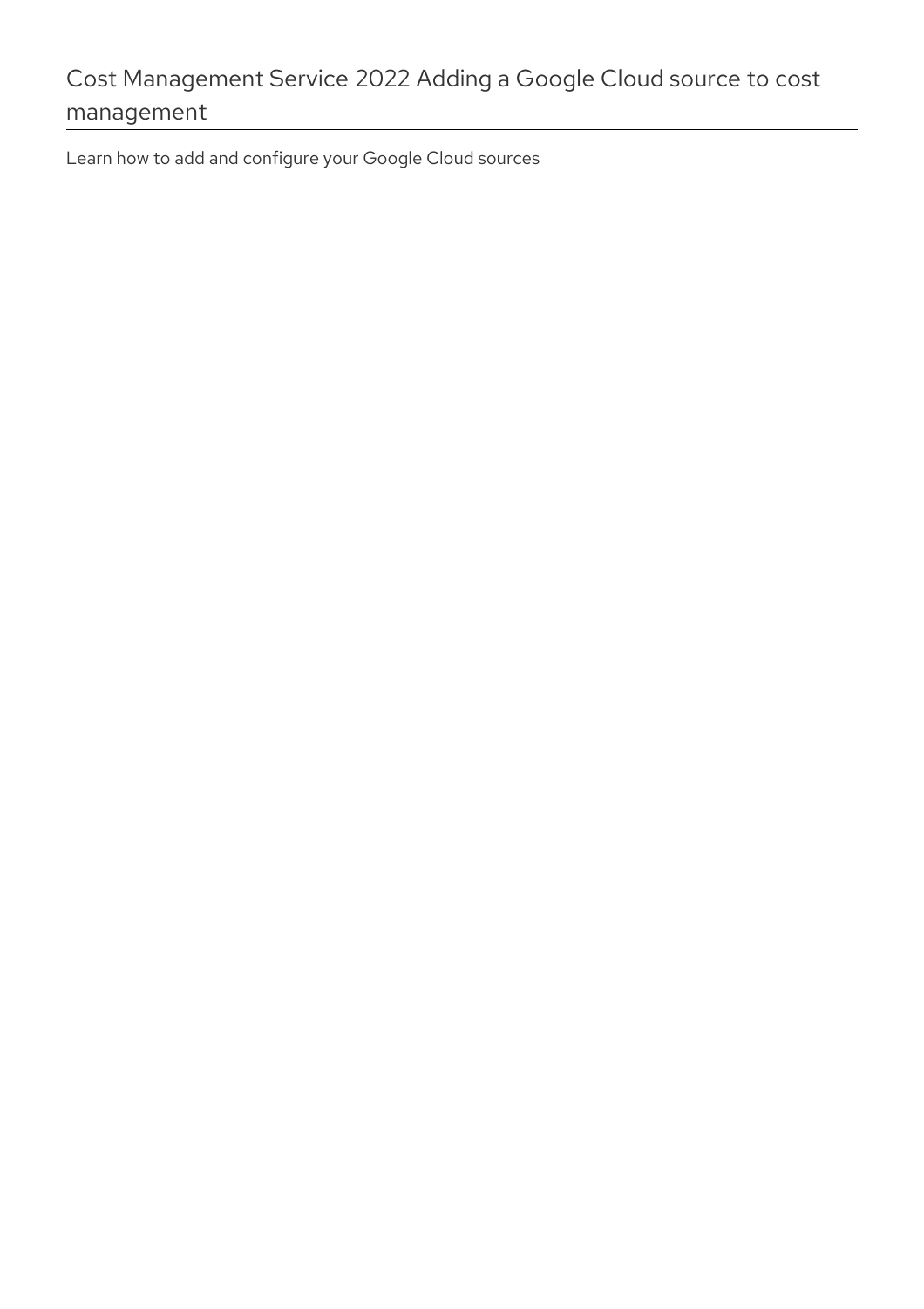# Cost Management Service 2022 Adding a Google Cloud source to cost management

Learn how to add and configure your Google Cloud sources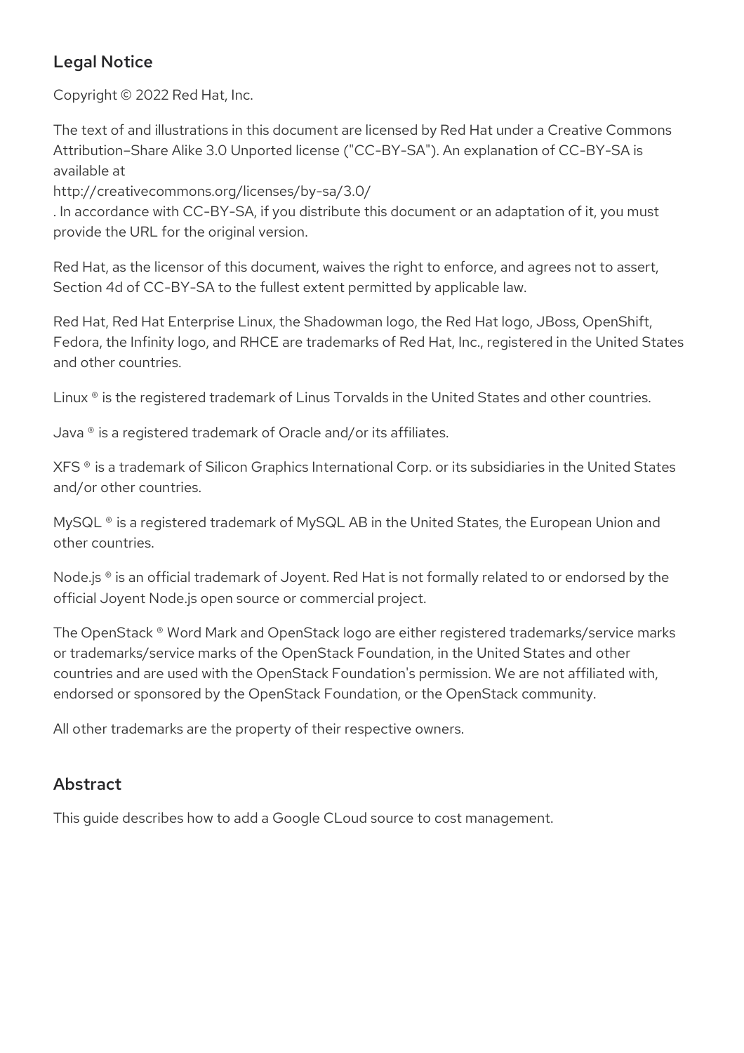## Legal Notice

Copyright © 2022 Red Hat, Inc.

The text of and illustrations in this document are licensed by Red Hat under a Creative Commons Attribution–Share Alike 3.0 Unported license ("CC-BY-SA"). An explanation of CC-BY-SA is available at
http://creativecommons.org/licenses/by-sa/3.0/
. In accordance with CC-BY-SA, if you distribute this document or an adaptation of it, you must provide the URL for the original version.

Red Hat, as the licensor of this document, waives the right to enforce, and agrees not to assert, Section 4d of CC-BY-SA to the fullest extent permitted by applicable law.

Red Hat, Red Hat Enterprise Linux, the Shadowman logo, the Red Hat logo, JBoss, OpenShift, Fedora, the Infinity logo, and RHCE are trademarks of Red Hat, Inc., registered in the United States and other countries.

Linux ® is the registered trademark of Linus Torvalds in the United States and other countries.

Java ® is a registered trademark of Oracle and/or its affiliates.

XFS ® is a trademark of Silicon Graphics International Corp. or its subsidiaries in the United States and/or other countries.

MySQL ® is a registered trademark of MySQL AB in the United States, the European Union and other countries.

Node.js ® is an official trademark of Joyent. Red Hat is not formally related to or endorsed by the official Joyent Node.js open source or commercial project.

The OpenStack ® Word Mark and OpenStack logo are either registered trademarks/service marks or trademarks/service marks of the OpenStack Foundation, in the United States and other countries and are used with the OpenStack Foundation's permission. We are not affiliated with, endorsed or sponsored by the OpenStack Foundation, or the OpenStack community.

All other trademarks are the property of their respective owners.

## Abstract

This guide describes how to add a Google CLoud source to cost management.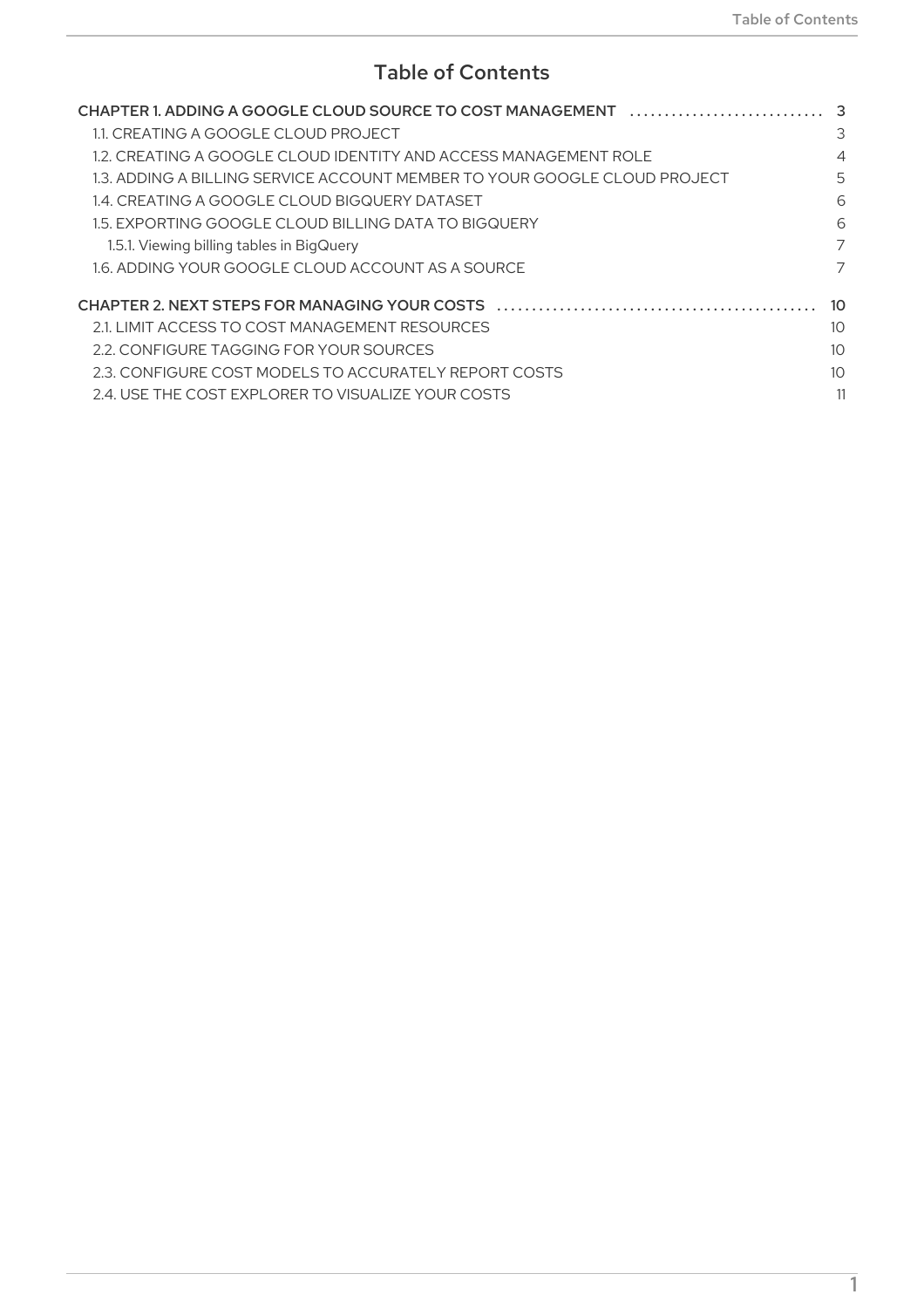# Table of Contents

CHAPTER 1. ADDING A GOOGLE CLOUD SOURCE TO COST MANAGEMENT ........................... 3
- 1.1. CREATING A GOOGLE CLOUD PROJECT 3
- 1.2. CREATING A GOOGLE CLOUD IDENTITY AND ACCESS MANAGEMENT ROLE 4
- 1.3. ADDING A BILLING SERVICE ACCOUNT MEMBER TO YOUR GOOGLE CLOUD PROJECT 5
- 1.4. CREATING A GOOGLE CLOUD BIGQUERY DATASET 6
- 1.5. EXPORTING GOOGLE CLOUD BILLING DATA TO BIGQUERY 6
  - 1.5.1. Viewing billing tables in BigQuery 7
- 1.6. ADDING YOUR GOOGLE CLOUD ACCOUNT AS A SOURCE 7

CHAPTER 2. NEXT STEPS FOR MANAGING YOUR COSTS ............................................. 10
- 2.1. LIMIT ACCESS TO COST MANAGEMENT RESOURCES 10
- 2.2. CONFIGURE TAGGING FOR YOUR SOURCES 10
- 2.3. CONFIGURE COST MODELS TO ACCURATELY REPORT COSTS 10
- 2.4. USE THE COST EXPLORER TO VISUALIZE YOUR COSTS 11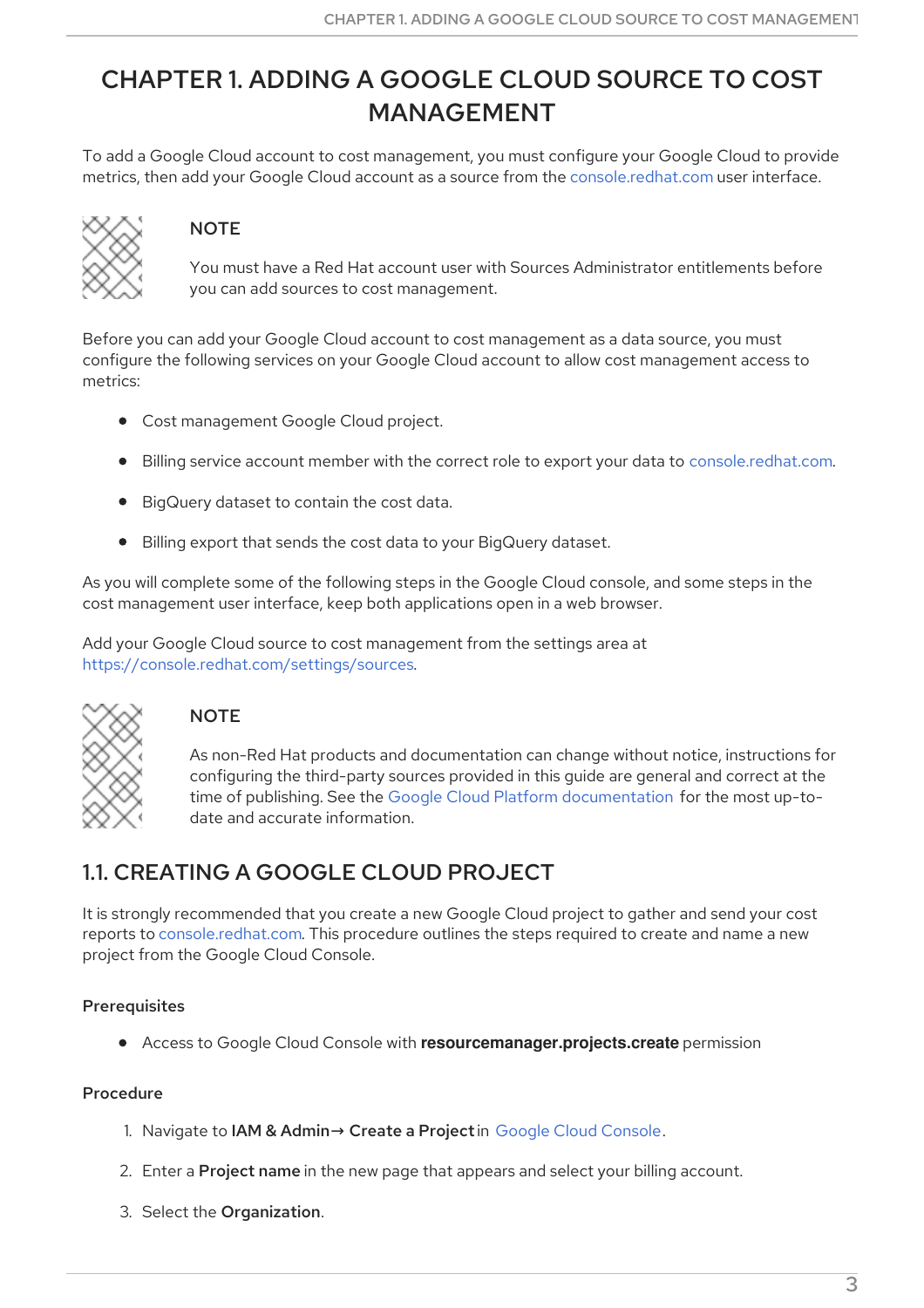# CHAPTER 1. ADDING A GOOGLE CLOUD SOURCE TO COST MANAGEMENT

To add a Google Cloud account to cost management, you must configure your Google Cloud to provide metrics, then add your Google Cloud account as a source from the console.redhat.com user interface.

> **NOTE**
>
> You must have a Red Hat account user with Sources Administrator entitlements before you can add sources to cost management.

Before you can add your Google Cloud account to cost management as a data source, you must configure the following services on your Google Cloud account to allow cost management access to metrics:

- Cost management Google Cloud project.
- Billing service account member with the correct role to export your data to console.redhat.com.
- BigQuery dataset to contain the cost data.
- Billing export that sends the cost data to your BigQuery dataset.

As you will complete some of the following steps in the Google Cloud console, and some steps in the cost management user interface, keep both applications open in a web browser.

Add your Google Cloud source to cost management from the settings area at https://console.redhat.com/settings/sources.

> **NOTE**
>
> As non-Red Hat products and documentation can change without notice, instructions for configuring the third-party sources provided in this guide are general and correct at the time of publishing. See the Google Cloud Platform documentation for the most up-to-date and accurate information.

## 1.1. CREATING A GOOGLE CLOUD PROJECT

It is strongly recommended that you create a new Google Cloud project to gather and send your cost reports to console.redhat.com. This procedure outlines the steps required to create and name a new project from the Google Cloud Console.

### Prerequisites

- Access to Google Cloud Console with **resourcemanager.projects.create** permission

### Procedure

1. Navigate to **IAM & Admin→ Create a Project** in Google Cloud Console.
2. Enter a **Project name** in the new page that appears and select your billing account.
3. Select the **Organization**.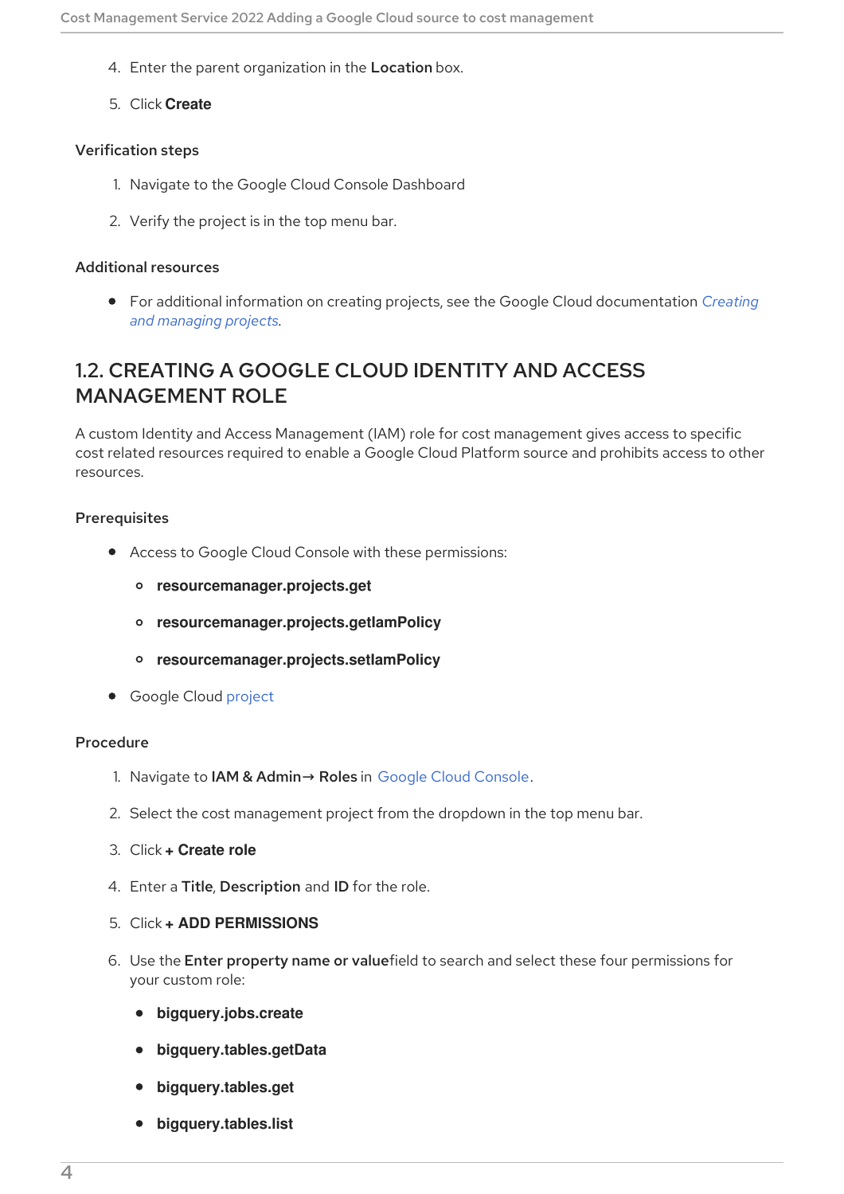4. Enter the parent organization in the **Location** box.

5. Click **Create**

### Verification steps

1. Navigate to the Google Cloud Console Dashboard

2. Verify the project is in the top menu bar.

### Additional resources

- For additional information on creating projects, see the Google Cloud documentation *Creating and managing projects*.

## 1.2. CREATING A GOOGLE CLOUD IDENTITY AND ACCESS MANAGEMENT ROLE

A custom Identity and Access Management (IAM) role for cost management gives access to specific cost related resources required to enable a Google Cloud Platform source and prohibits access to other resources.

### Prerequisites

- Access to Google Cloud Console with these permissions:
  - **resourcemanager.projects.get**
  - **resourcemanager.projects.getIamPolicy**
  - **resourcemanager.projects.setIamPolicy**
- Google Cloud project

### Procedure

1. Navigate to **IAM & Admin→ Roles** in Google Cloud Console.

2. Select the cost management project from the dropdown in the top menu bar.

3. Click **+ Create role**

4. Enter a **Title**, **Description** and **ID** for the role.

5. Click **+ ADD PERMISSIONS**

6. Use the **Enter property name or value** field to search and select these four permissions for your custom role:
   - **bigquery.jobs.create**
   - **bigquery.tables.getData**
   - **bigquery.tables.get**
   - **bigquery.tables.list**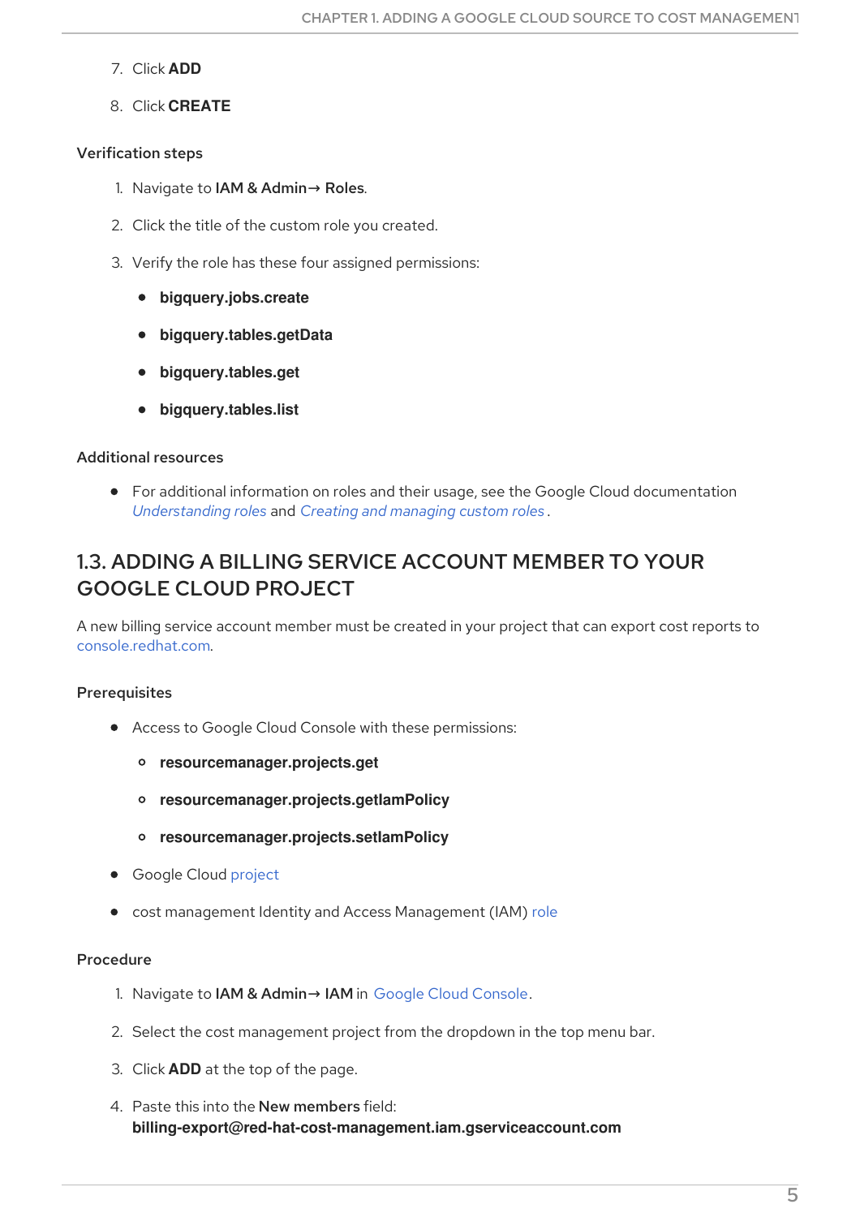7. Click **ADD**

8. Click **CREATE**

### Verification steps

1. Navigate to **IAM & Admin→ Roles**.

2. Click the title of the custom role you created.

3. Verify the role has these four assigned permissions:

    - **bigquery.jobs.create**
    - **bigquery.tables.getData**
    - **bigquery.tables.get**
    - **bigquery.tables.list**

### Additional resources

- For additional information on roles and their usage, see the Google Cloud documentation *Understanding roles* and *Creating and managing custom roles* .

## 1.3. ADDING A BILLING SERVICE ACCOUNT MEMBER TO YOUR GOOGLE CLOUD PROJECT

A new billing service account member must be created in your project that can export cost reports to console.redhat.com.

### Prerequisites

- Access to Google Cloud Console with these permissions:
    - **resourcemanager.projects.get**
    - **resourcemanager.projects.getIamPolicy**
    - **resourcemanager.projects.setIamPolicy**
- Google Cloud project
- cost management Identity and Access Management (IAM) role

### Procedure

1. Navigate to **IAM & Admin→ IAM** in Google Cloud Console.

2. Select the cost management project from the dropdown in the top menu bar.

3. Click **ADD** at the top of the page.

4. Paste this into the **New members** field:
**billing-export@red-hat-cost-management.iam.gserviceaccount.com**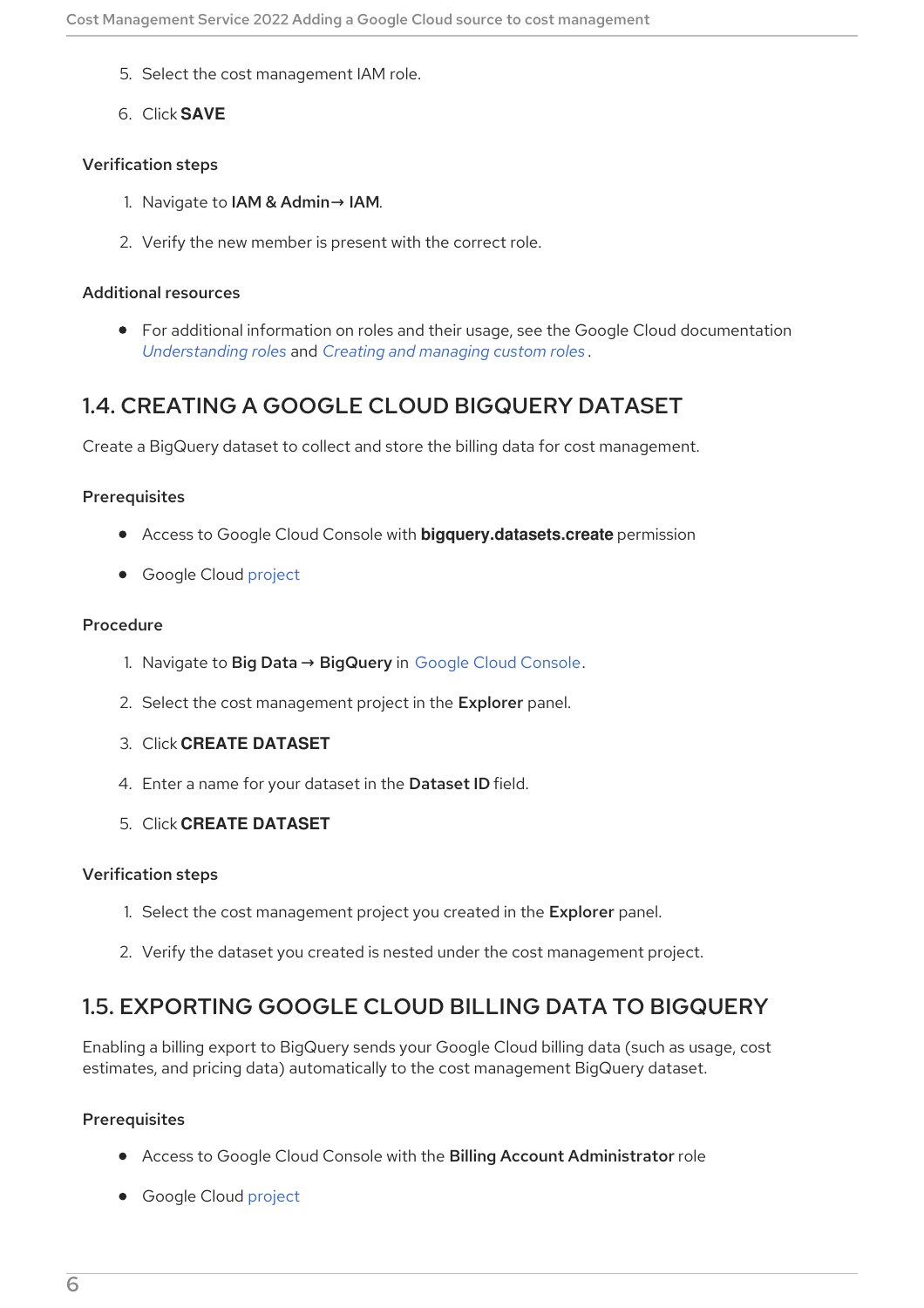5. Select the cost management IAM role.

6. Click **SAVE**

#### Verification steps

1. Navigate to **IAM & Admin→ IAM**.

2. Verify the new member is present with the correct role.

#### Additional resources

- For additional information on roles and their usage, see the Google Cloud documentation *Understanding roles* and *Creating and managing custom roles* .

## 1.4. CREATING A GOOGLE CLOUD BIGQUERY DATASET

Create a BigQuery dataset to collect and store the billing data for cost management.

#### Prerequisites

- Access to Google Cloud Console with **bigquery.datasets.create** permission

- Google Cloud project

#### Procedure

1. Navigate to **Big Data → BigQuery** in Google Cloud Console.

2. Select the cost management project in the **Explorer** panel.

3. Click **CREATE DATASET**

4. Enter a name for your dataset in the **Dataset ID** field.

5. Click **CREATE DATASET**

#### Verification steps

1. Select the cost management project you created in the **Explorer** panel.

2. Verify the dataset you created is nested under the cost management project.

## 1.5. EXPORTING GOOGLE CLOUD BILLING DATA TO BIGQUERY

Enabling a billing export to BigQuery sends your Google Cloud billing data (such as usage, cost estimates, and pricing data) automatically to the cost management BigQuery dataset.

#### Prerequisites

- Access to Google Cloud Console with the **Billing Account Administrator** role

- Google Cloud project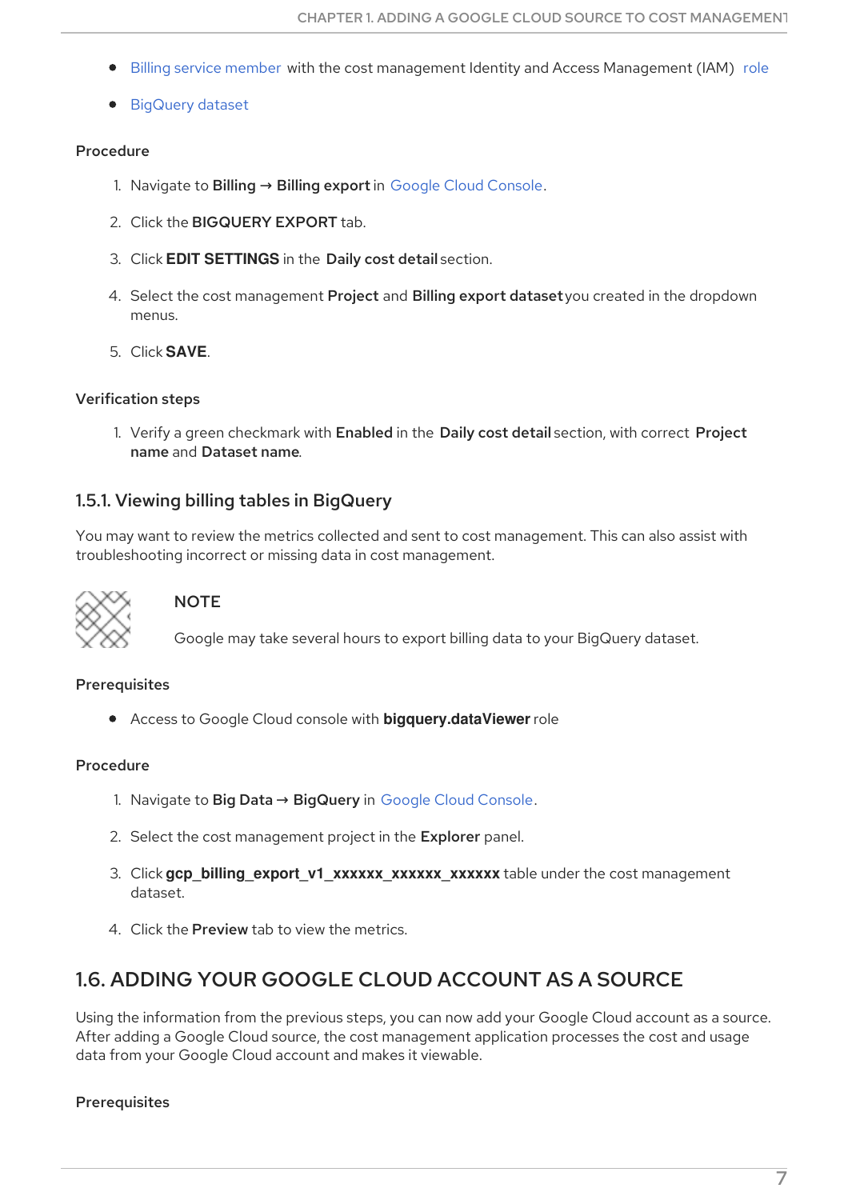- Billing service member with the cost management Identity and Access Management (IAM) role
- BigQuery dataset

**Procedure**

1. Navigate to **Billing → Billing export** in Google Cloud Console.
2. Click the **BIGQUERY EXPORT** tab.
3. Click **EDIT SETTINGS** in the **Daily cost detail** section.
4. Select the cost management **Project** and **Billing export dataset** you created in the dropdown menus.
5. Click **SAVE**.

**Verification steps**

1. Verify a green checkmark with **Enabled** in the **Daily cost detail** section, with correct **Project name** and **Dataset name**.

### 1.5.1. Viewing billing tables in BigQuery

You may want to review the metrics collected and sent to cost management. This can also assist with troubleshooting incorrect or missing data in cost management.

> **NOTE**
>
> Google may take several hours to export billing data to your BigQuery dataset.

**Prerequisites**

- Access to Google Cloud console with **bigquery.dataViewer** role

**Procedure**

1. Navigate to **Big Data → BigQuery** in Google Cloud Console.
2. Select the cost management project in the **Explorer** panel.
3. Click **gcp_billing_export_v1_xxxxxx_xxxxxx_xxxxxx** table under the cost management dataset.
4. Click the **Preview** tab to view the metrics.

## 1.6. ADDING YOUR GOOGLE CLOUD ACCOUNT AS A SOURCE

Using the information from the previous steps, you can now add your Google Cloud account as a source. After adding a Google Cloud source, the cost management application processes the cost and usage data from your Google Cloud account and makes it viewable.

**Prerequisites**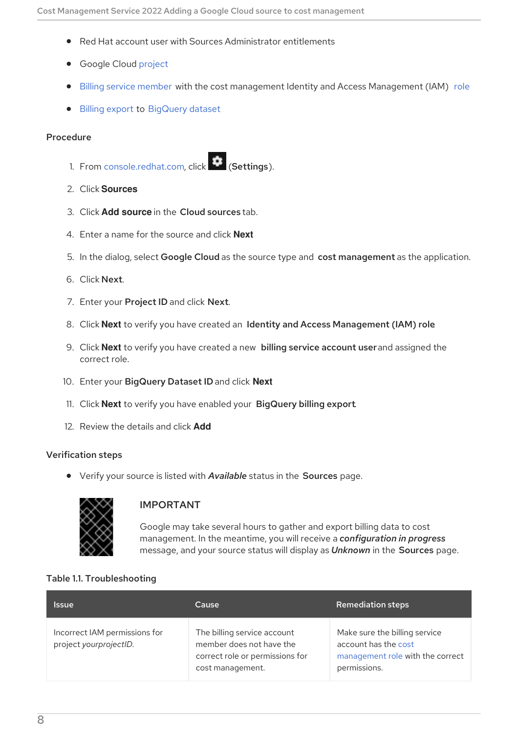- Red Hat account user with Sources Administrator entitlements
- Google Cloud project
- Billing service member with the cost management Identity and Access Management (IAM) role
- Billing export to BigQuery dataset

### Procedure

1. From console.redhat.com, click (**Settings**).
2. Click **Sources**
3. Click **Add source** in the **Cloud sources** tab.
4. Enter a name for the source and click **Next**
5. In the dialog, select **Google Cloud** as the source type and **cost management** as the application.
6. Click **Next**.
7. Enter your **Project ID** and click **Next**.
8. Click **Next** to verify you have created an **Identity and Access Management (IAM) role**
9. Click **Next** to verify you have created a new **billing service account user** and assigned the correct role.
10. Enter your **BigQuery Dataset ID** and click **Next**
11. Click **Next** to verify you have enabled your **BigQuery billing export**.
12. Review the details and click **Add**

### Verification steps

- Verify your source is listed with ***Available*** status in the **Sources** page.

> **IMPORTANT**
>
> Google may take several hours to gather and export billing data to cost management. In the meantime, you will receive a ***configuration in progress*** message, and your source status will display as ***Unknown*** in the **Sources** page.

**Table 1.1. Troubleshooting**

| Issue | Cause | Remediation steps |
|---|---|---|
| Incorrect IAM permissions for project *yourprojectID*. | The billing service account member does not have the correct role or permissions for cost management. | Make sure the billing service account has the cost management role with the correct permissions. |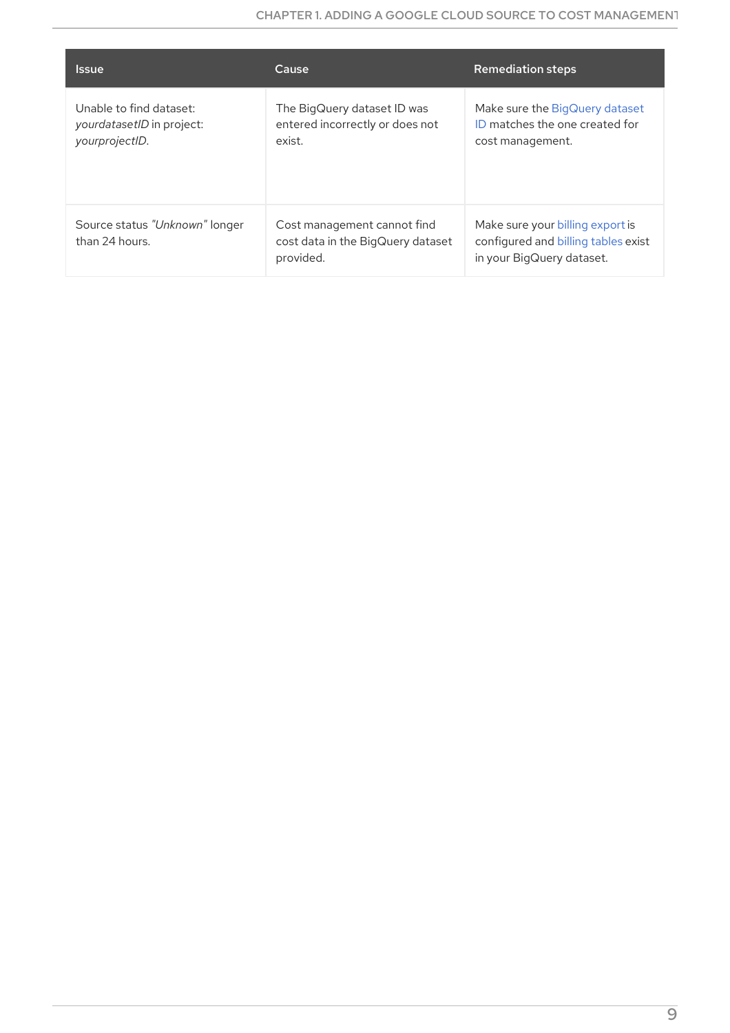| Issue | Cause | Remediation steps |
| --- | --- | --- |
| Unable to find dataset: *yourdatasetID* in project: *yourprojectID*. | The BigQuery dataset ID was entered incorrectly or does not exist. | Make sure the BigQuery dataset ID matches the one created for cost management. |
| Source status *"Unknown"* longer than 24 hours. | Cost management cannot find cost data in the BigQuery dataset provided. | Make sure your billing export is configured and billing tables exist in your BigQuery dataset. |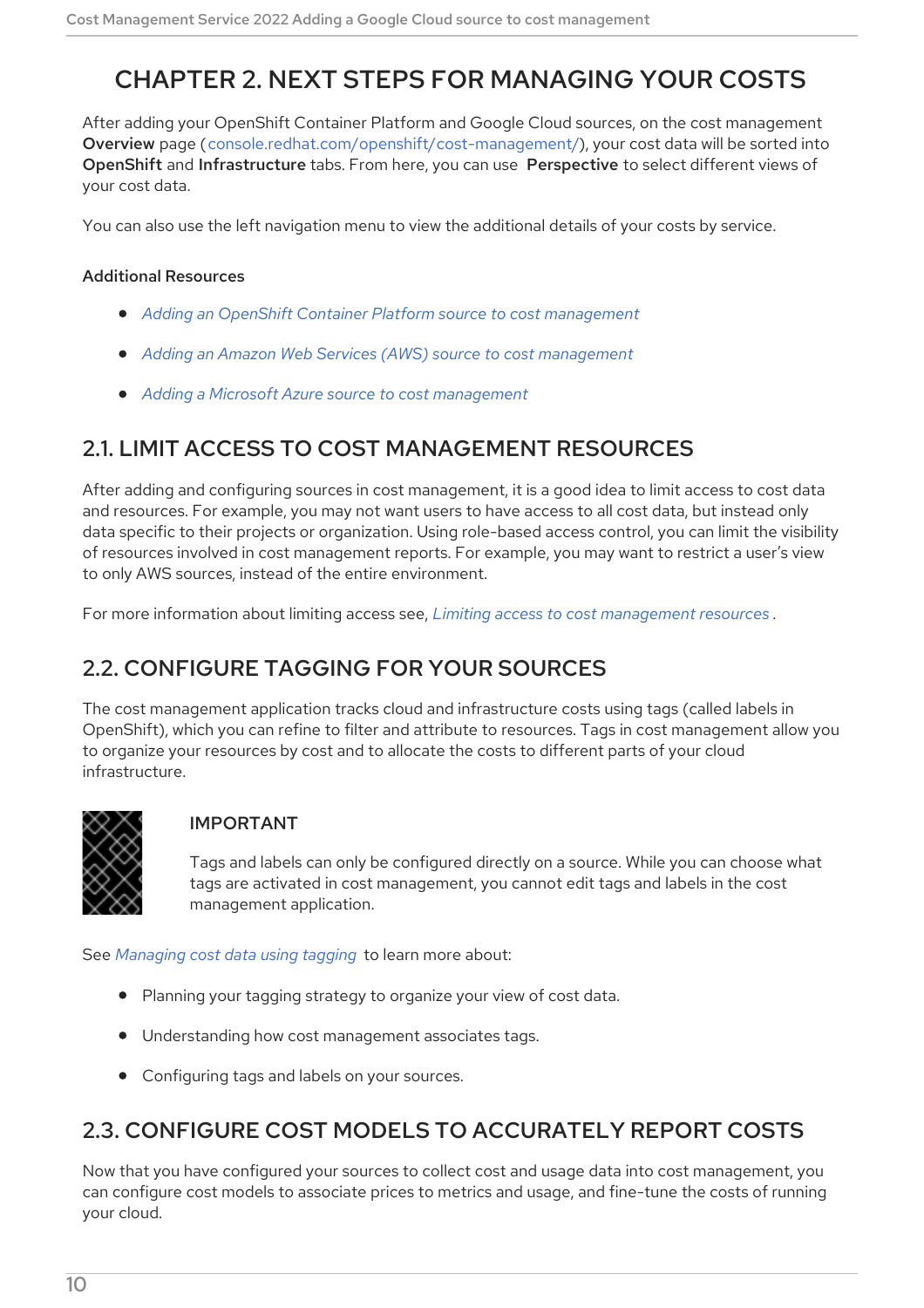# CHAPTER 2. NEXT STEPS FOR MANAGING YOUR COSTS

After adding your OpenShift Container Platform and Google Cloud sources, on the cost management **Overview** page (console.redhat.com/openshift/cost-management/), your cost data will be sorted into **OpenShift** and **Infrastructure** tabs. From here, you can use **Perspective** to select different views of your cost data.

You can also use the left navigation menu to view the additional details of your costs by service.

### Additional Resources

- *Adding an OpenShift Container Platform source to cost management*
- *Adding an Amazon Web Services (AWS) source to cost management*
- *Adding a Microsoft Azure source to cost management*

## 2.1. LIMIT ACCESS TO COST MANAGEMENT RESOURCES

After adding and configuring sources in cost management, it is a good idea to limit access to cost data and resources. For example, you may not want users to have access to all cost data, but instead only data specific to their projects or organization. Using role-based access control, you can limit the visibility of resources involved in cost management reports. For example, you may want to restrict a user's view to only AWS sources, instead of the entire environment.

For more information about limiting access see, *Limiting access to cost management resources* .

## 2.2. CONFIGURE TAGGING FOR YOUR SOURCES

The cost management application tracks cloud and infrastructure costs using tags (called labels in OpenShift), which you can refine to filter and attribute to resources. Tags in cost management allow you to organize your resources by cost and to allocate the costs to different parts of your cloud infrastructure.

> **IMPORTANT**
>
> Tags and labels can only be configured directly on a source. While you can choose what tags are activated in cost management, you cannot edit tags and labels in the cost management application.

See *Managing cost data using tagging* to learn more about:

- Planning your tagging strategy to organize your view of cost data.
- Understanding how cost management associates tags.
- Configuring tags and labels on your sources.

## 2.3. CONFIGURE COST MODELS TO ACCURATELY REPORT COSTS

Now that you have configured your sources to collect cost and usage data into cost management, you can configure cost models to associate prices to metrics and usage, and fine-tune the costs of running your cloud.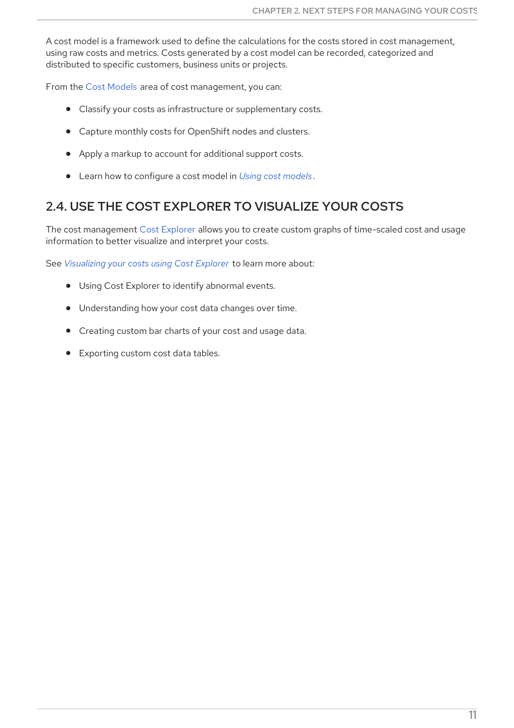A cost model is a framework used to define the calculations for the costs stored in cost management, using raw costs and metrics. Costs generated by a cost model can be recorded, categorized and distributed to specific customers, business units or projects.

From the Cost Models area of cost management, you can:

- Classify your costs as infrastructure or supplementary costs.
- Capture monthly costs for OpenShift nodes and clusters.
- Apply a markup to account for additional support costs.
- Learn how to configure a cost model in *Using cost models*.

## 2.4. USE THE COST EXPLORER TO VISUALIZE YOUR COSTS

The cost management Cost Explorer allows you to create custom graphs of time-scaled cost and usage information to better visualize and interpret your costs.

See *Visualizing your costs using Cost Explorer* to learn more about:

- Using Cost Explorer to identify abnormal events.
- Understanding how your cost data changes over time.
- Creating custom bar charts of your cost and usage data.
- Exporting custom cost data tables.